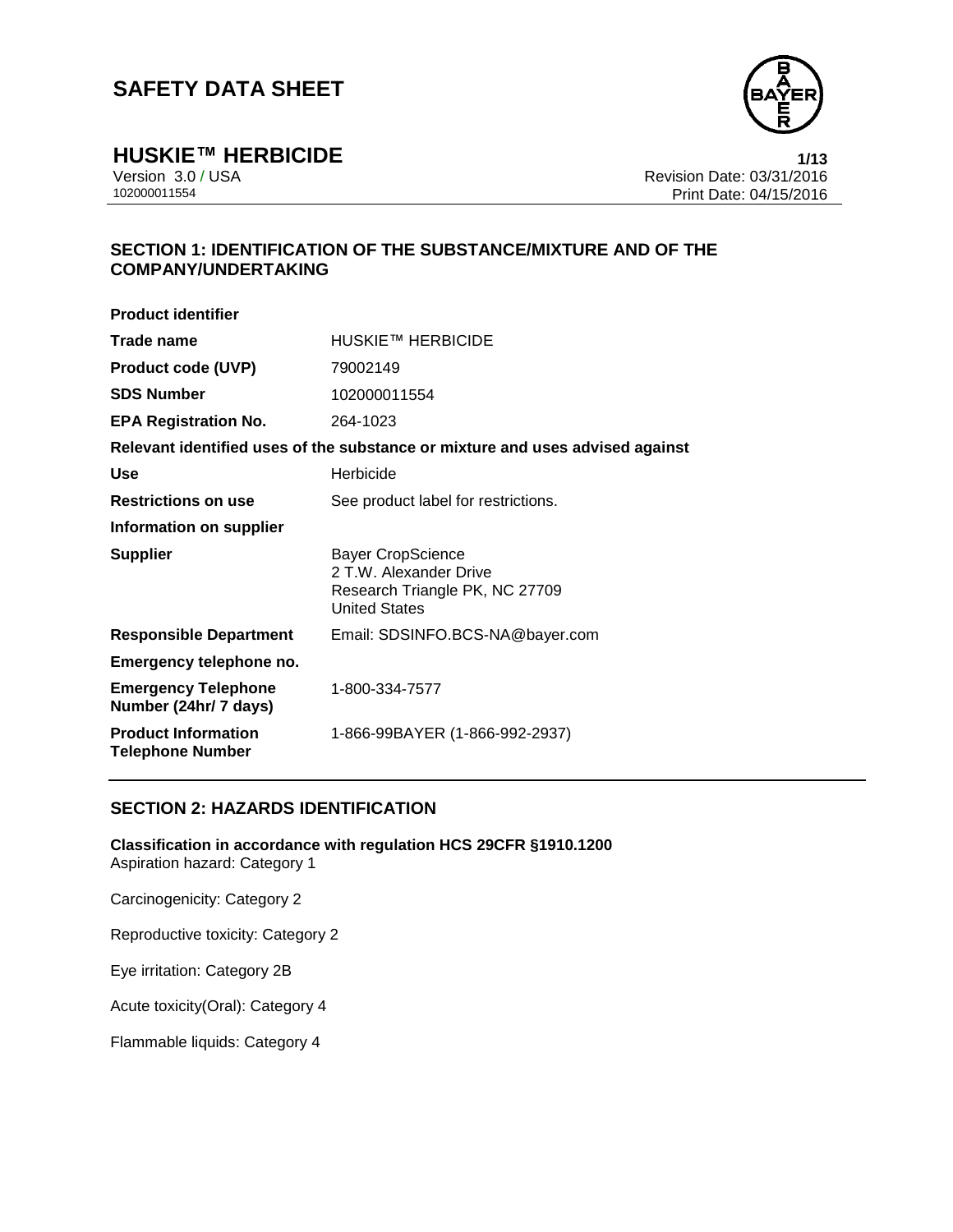# SAFETY DATA SHEET

## HUSKIE™ HERBICIDE

Version 3.0 / USA
102000011554

Revision Date: 03/31/2016
Print Date: 04/15/2016

## SECTION 1: IDENTIFICATION OF THE SUBSTANCE/MIXTURE AND OF THE COMPANY/UNDERTAKING

**Product identifier**

| | |
|---|---|
| **Trade name** | HUSKIE™ HERBICIDE |
| **Product code (UVP)** | 79002149 |
| **SDS Number** | 102000011554 |
| **EPA Registration No.** | 264-1023 |

**Relevant identified uses of the substance or mixture and uses advised against**

| | |
|---|---|
| **Use** | Herbicide |
| **Restrictions on use** | See product label for restrictions. |

**Information on supplier**

| | |
|---|---|
| **Supplier** | Bayer CropScience<br>2 T.W. Alexander Drive<br>Research Triangle PK, NC 27709<br>United States |
| **Responsible Department** | Email: SDSINFO.BCS-NA@bayer.com |

**Emergency telephone no.**

| | |
|---|---|
| **Emergency Telephone Number (24hr/ 7 days)** | 1-800-334-7577 |
| **Product Information Telephone Number** | 1-866-99BAYER (1-866-992-2937) |

## SECTION 2: HAZARDS IDENTIFICATION

**Classification in accordance with regulation HCS 29CFR §1910.1200**

Aspiration hazard: Category 1

Carcinogenicity: Category 2

Reproductive toxicity: Category 2

Eye irritation: Category 2B

Acute toxicity(Oral): Category 4

Flammable liquids: Category 4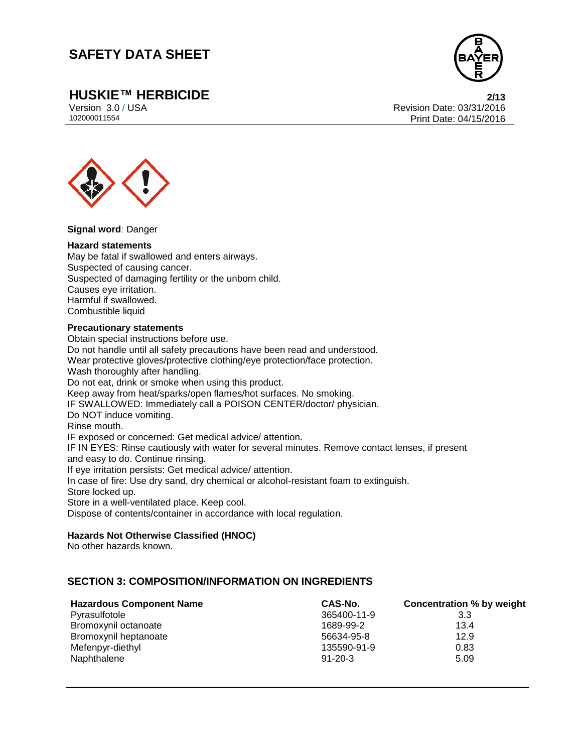**Signal word**: Danger

**Hazard statements**
May be fatal if swallowed and enters airways.
Suspected of causing cancer.
Suspected of damaging fertility or the unborn child.
Causes eye irritation.
Harmful if swallowed.
Combustible liquid

**Precautionary statements**
Obtain special instructions before use.
Do not handle until all safety precautions have been read and understood.
Wear protective gloves/protective clothing/eye protection/face protection.
Wash thoroughly after handling.
Do not eat, drink or smoke when using this product.
Keep away from heat/sparks/open flames/hot surfaces. No smoking.
IF SWALLOWED: Immediately call a POISON CENTER/doctor/ physician.
Do NOT induce vomiting.
Rinse mouth.
IF exposed or concerned: Get medical advice/ attention.
IF IN EYES: Rinse cautiously with water for several minutes. Remove contact lenses, if present and easy to do. Continue rinsing.
If eye irritation persists: Get medical advice/ attention.
In case of fire: Use dry sand, dry chemical or alcohol-resistant foam to extinguish.
Store locked up.
Store in a well-ventilated place. Keep cool.
Dispose of contents/container in accordance with local regulation.

**Hazards Not Otherwise Classified (HNOC)**
No other hazards known.

## SECTION 3: COMPOSITION/INFORMATION ON INGREDIENTS

| Hazardous Component Name | CAS-No. | Concentration % by weight |
|---|---|---|
| Pyrasulfotole | 365400-11-9 | 3.3 |
| Bromoxynil octanoate | 1689-99-2 | 13.4 |
| Bromoxynil heptanoate | 56634-95-8 | 12.9 |
| Mefenpyr-diethyl | 135590-91-9 | 0.83 |
| Naphthalene | 91-20-3 | 5.09 |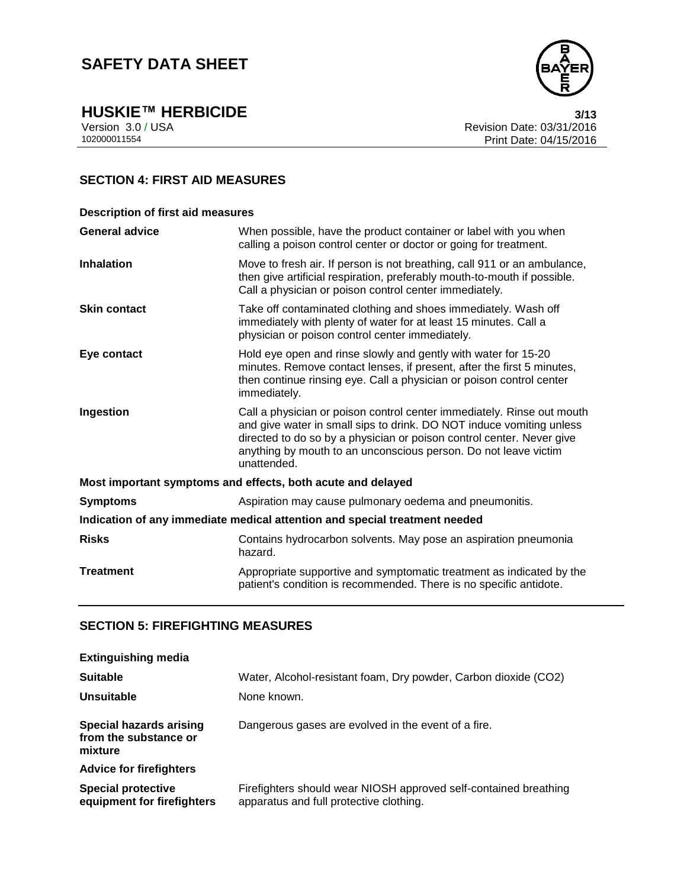## SECTION 4: FIRST AID MEASURES

**Description of first aid measures**

| | |
|---|---|
| **General advice** | When possible, have the product container or label with you when calling a poison control center or doctor or going for treatment. |
| **Inhalation** | Move to fresh air. If person is not breathing, call 911 or an ambulance, then give artificial respiration, preferably mouth-to-mouth if possible. Call a physician or poison control center immediately. |
| **Skin contact** | Take off contaminated clothing and shoes immediately. Wash off immediately with plenty of water for at least 15 minutes. Call a physician or poison control center immediately. |
| **Eye contact** | Hold eye open and rinse slowly and gently with water for 15-20 minutes. Remove contact lenses, if present, after the first 5 minutes, then continue rinsing eye. Call a physician or poison control center immediately. |
| **Ingestion** | Call a physician or poison control center immediately. Rinse out mouth and give water in small sips to drink. DO NOT induce vomiting unless directed to do so by a physician or poison control center. Never give anything by mouth to an unconscious person. Do not leave victim unattended. |

**Most important symptoms and effects, both acute and delayed**

| | |
|---|---|
| **Symptoms** | Aspiration may cause pulmonary oedema and pneumonitis. |

**Indication of any immediate medical attention and special treatment needed**

| | |
|---|---|
| **Risks** | Contains hydrocarbon solvents. May pose an aspiration pneumonia hazard. |
| **Treatment** | Appropriate supportive and symptomatic treatment as indicated by the patient's condition is recommended. There is no specific antidote. |

## SECTION 5: FIREFIGHTING MEASURES

**Extinguishing media**

| | |
|---|---|
| **Suitable** | Water, Alcohol-resistant foam, Dry powder, Carbon dioxide ($CO_2$) |
| **Unsuitable** | None known. |
| **Special hazards arising from the substance or mixture** | Dangerous gases are evolved in the event of a fire. |

**Advice for firefighters**

| | |
|---|---|
| **Special protective equipment for firefighters** | Firefighters should wear NIOSH approved self-contained breathing apparatus and full protective clothing. |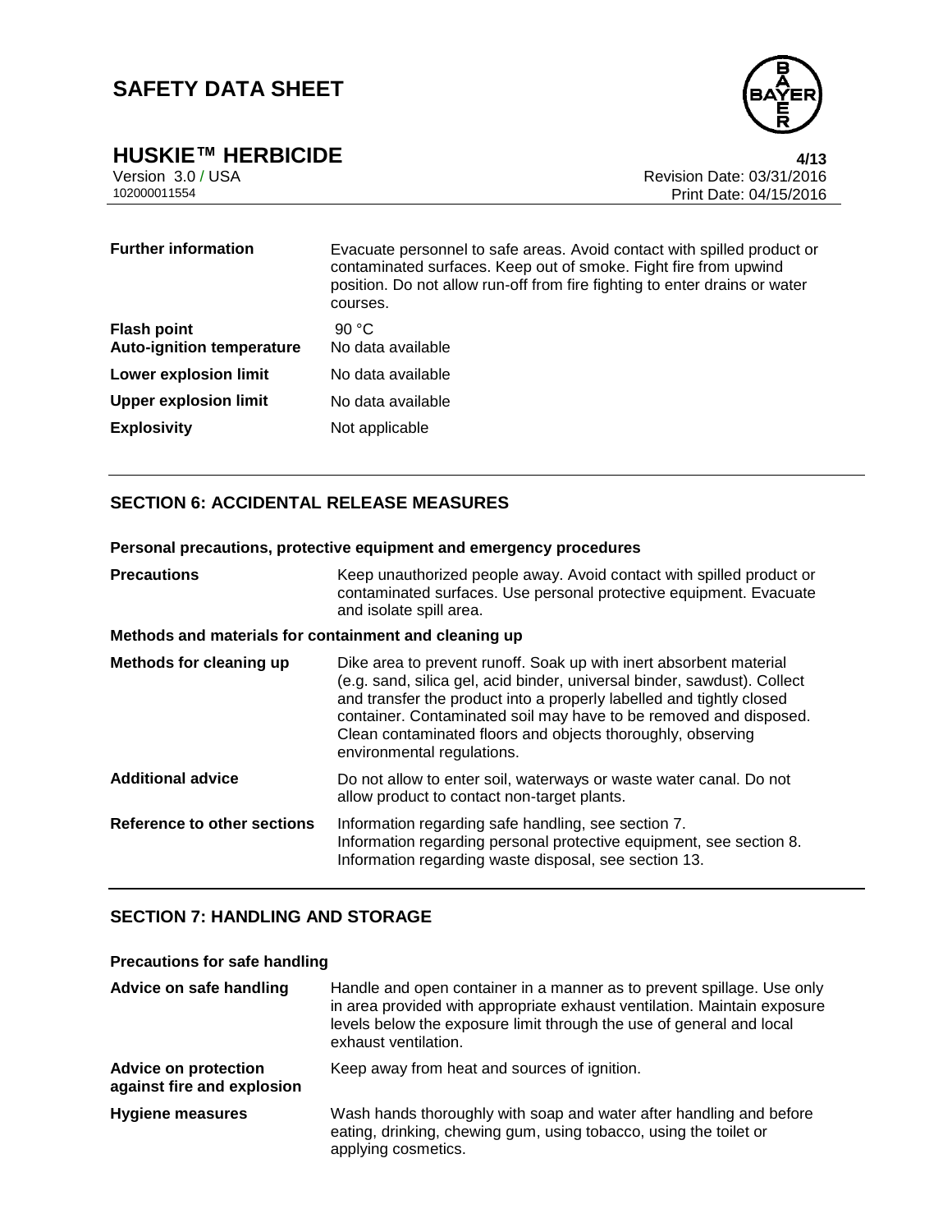| | |
|---|---|
| **Further information** | Evacuate personnel to safe areas. Avoid contact with spilled product or contaminated surfaces. Keep out of smoke. Fight fire from upwind position. Do not allow run-off from fire fighting to enter drains or water courses. |
| **Flash point** | 90 °C |
| **Auto-ignition temperature** | No data available |
| **Lower explosion limit** | No data available |
| **Upper explosion limit** | No data available |
| **Explosivity** | Not applicable |

## SECTION 6: ACCIDENTAL RELEASE MEASURES

### Personal precautions, protective equipment and emergency procedures

| | |
|---|---|
| **Precautions** | Keep unauthorized people away. Avoid contact with spilled product or contaminated surfaces. Use personal protective equipment. Evacuate and isolate spill area. |

### Methods and materials for containment and cleaning up

| | |
|---|---|
| **Methods for cleaning up** | Dike area to prevent runoff. Soak up with inert absorbent material (e.g. sand, silica gel, acid binder, universal binder, sawdust). Collect and transfer the product into a properly labelled and tightly closed container. Contaminated soil may have to be removed and disposed. Clean contaminated floors and objects thoroughly, observing environmental regulations. |
| **Additional advice** | Do not allow to enter soil, waterways or waste water canal. Do not allow product to contact non-target plants. |
| **Reference to other sections** | Information regarding safe handling, see section 7.<br>Information regarding personal protective equipment, see section 8.<br>Information regarding waste disposal, see section 13. |

## SECTION 7: HANDLING AND STORAGE

### Precautions for safe handling

| | |
|---|---|
| **Advice on safe handling** | Handle and open container in a manner as to prevent spillage. Use only in area provided with appropriate exhaust ventilation. Maintain exposure levels below the exposure limit through the use of general and local exhaust ventilation. |
| **Advice on protection against fire and explosion** | Keep away from heat and sources of ignition. |
| **Hygiene measures** | Wash hands thoroughly with soap and water after handling and before eating, drinking, chewing gum, using tobacco, using the toilet or applying cosmetics. |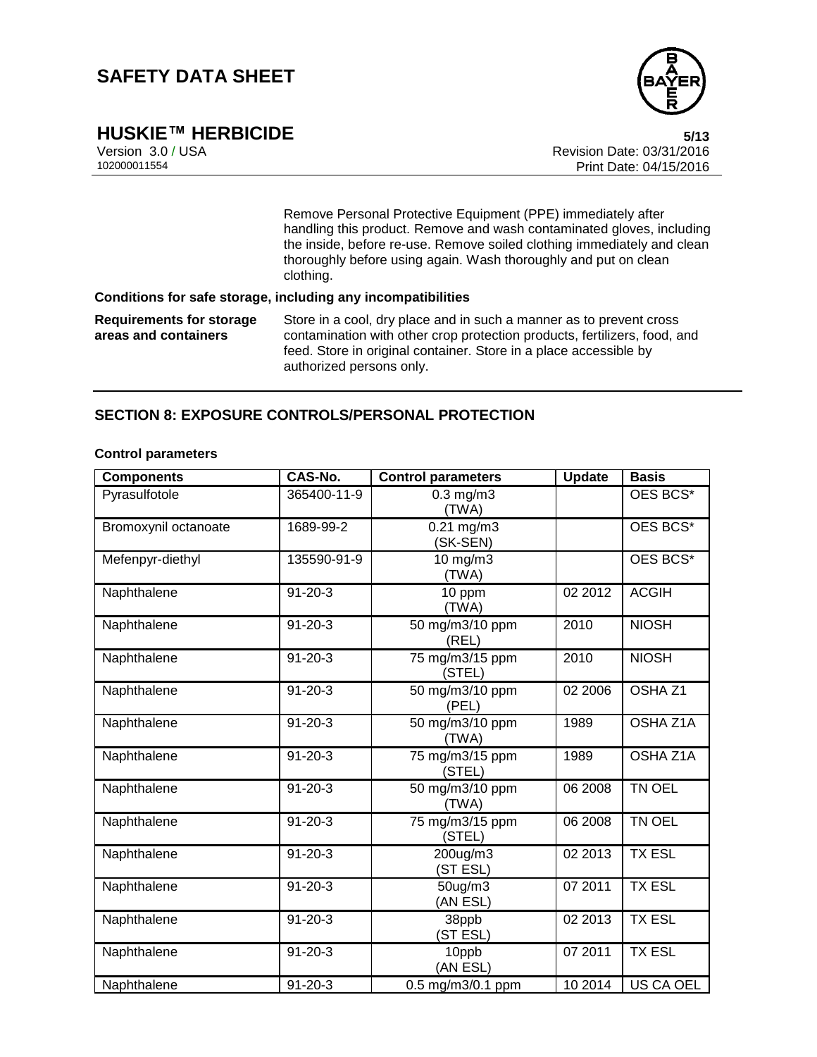Remove Personal Protective Equipment (PPE) immediately after handling this product. Remove and wash contaminated gloves, including the inside, before re-use. Remove soiled clothing immediately and clean thoroughly before using again. Wash thoroughly and put on clean clothing.

**Conditions for safe storage, including any incompatibilities**

**Requirements for storage areas and containers** Store in a cool, dry place and in such a manner as to prevent cross contamination with other crop protection products, fertilizers, food, and feed. Store in original container. Store in a place accessible by authorized persons only.

## SECTION 8: EXPOSURE CONTROLS/PERSONAL PROTECTION

**Control parameters**

| Components | CAS-No. | Control parameters | Update | Basis |
|---|---|---|---|---|
| Pyrasulfotole | 365400-11-9 | 0.3 mg/m3 (TWA) | | OES BCS* |
| Bromoxynil octanoate | 1689-99-2 | 0.21 mg/m3 (SK-SEN) | | OES BCS* |
| Mefenpyr-diethyl | 135590-91-9 | 10 mg/m3 (TWA) | | OES BCS* |
| Naphthalene | 91-20-3 | 10 ppm (TWA) | 02 2012 | ACGIH |
| Naphthalene | 91-20-3 | 50 mg/m3/10 ppm (REL) | 2010 | NIOSH |
| Naphthalene | 91-20-3 | 75 mg/m3/15 ppm (STEL) | 2010 | NIOSH |
| Naphthalene | 91-20-3 | 50 mg/m3/10 ppm (PEL) | 02 2006 | OSHA Z1 |
| Naphthalene | 91-20-3 | 50 mg/m3/10 ppm (TWA) | 1989 | OSHA Z1A |
| Naphthalene | 91-20-3 | 75 mg/m3/15 ppm (STEL) | 1989 | OSHA Z1A |
| Naphthalene | 91-20-3 | 50 mg/m3/10 ppm (TWA) | 06 2008 | TN OEL |
| Naphthalene | 91-20-3 | 75 mg/m3/15 ppm (STEL) | 06 2008 | TN OEL |
| Naphthalene | 91-20-3 | 200ug/m3 (ST ESL) | 02 2013 | TX ESL |
| Naphthalene | 91-20-3 | 50ug/m3 (AN ESL) | 07 2011 | TX ESL |
| Naphthalene | 91-20-3 | 38ppb (ST ESL) | 02 2013 | TX ESL |
| Naphthalene | 91-20-3 | 10ppb (AN ESL) | 07 2011 | TX ESL |
| Naphthalene | 91-20-3 | 0.5 mg/m3/0.1 ppm | 10 2014 | US CA OEL |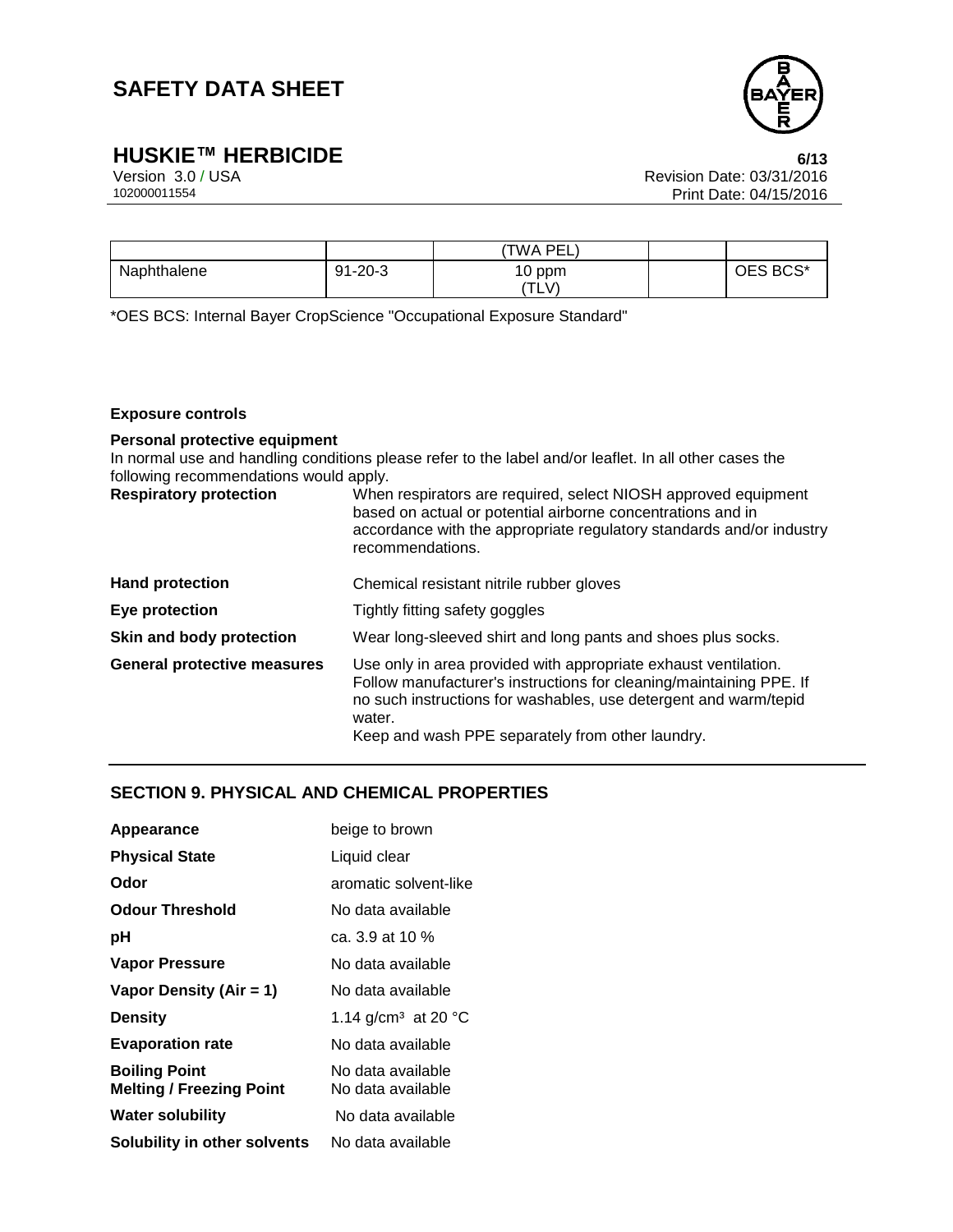| | | (TWA PEL) | | |
|---|---|---|---|---|
| Naphthalene | 91-20-3 | 10 ppm (TLV) | | OES BCS* |

*OES BCS: Internal Bayer CropScience "Occupational Exposure Standard"

**Exposure controls**

**Personal protective equipment**

In normal use and handling conditions please refer to the label and/or leaflet. In all other cases the following recommendations would apply.

| | |
|---|---|
| **Respiratory protection** | When respirators are required, select NIOSH approved equipment based on actual or potential airborne concentrations and in accordance with the appropriate regulatory standards and/or industry recommendations. |
| **Hand protection** | Chemical resistant nitrile rubber gloves |
| **Eye protection** | Tightly fitting safety goggles |
| **Skin and body protection** | Wear long-sleeved shirt and long pants and shoes plus socks. |
| **General protective measures** | Use only in area provided with appropriate exhaust ventilation. Follow manufacturer's instructions for cleaning/maintaining PPE. If no such instructions for washables, use detergent and warm/tepid water. Keep and wash PPE separately from other laundry. |

## SECTION 9. PHYSICAL AND CHEMICAL PROPERTIES

| | |
|---|---|
| **Appearance** | beige to brown |
| **Physical State** | Liquid clear |
| **Odor** | aromatic solvent-like |
| **Odour Threshold** | No data available |
| **pH** | ca. 3.9 at 10 % |
| **Vapor Pressure** | No data available |
| **Vapor Density (Air = 1)** | No data available |
| **Density** | 1.14 g/cm³ at 20 °C |
| **Evaporation rate** | No data available |
| **Boiling Point** | No data available |
| **Melting / Freezing Point** | No data available |
| **Water solubility** | No data available |
| **Solubility in other solvents** | No data available |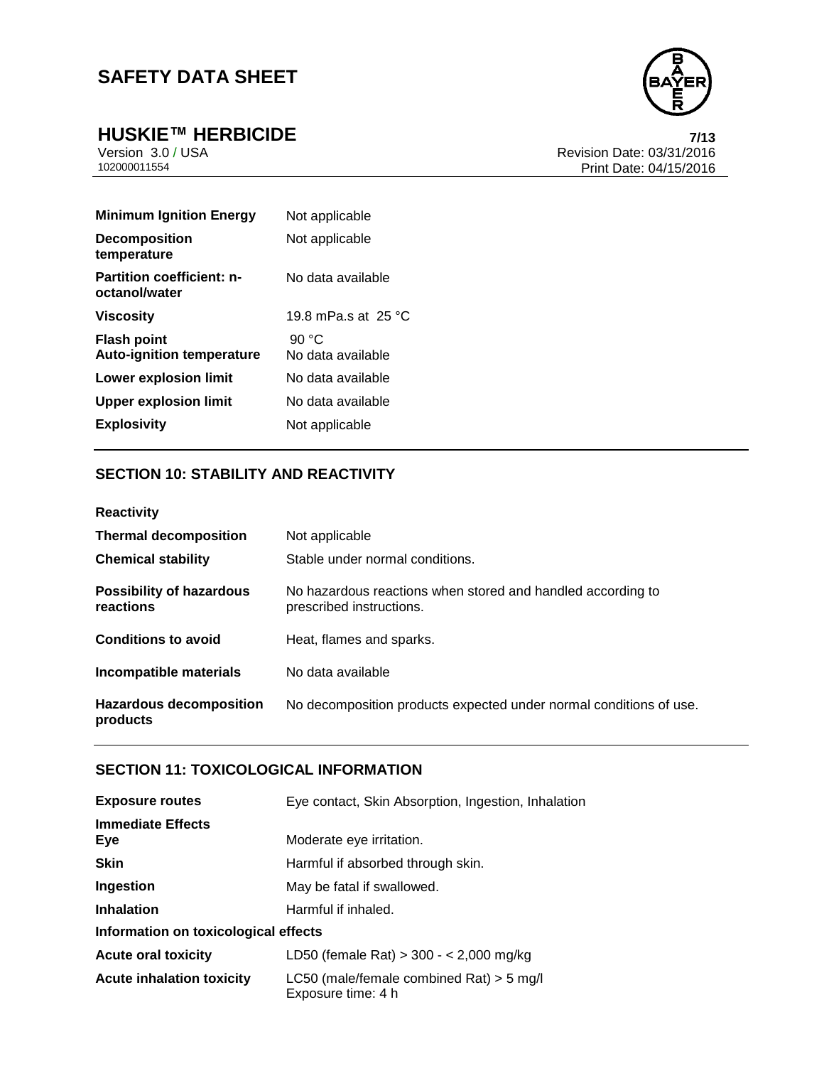| | |
|---|---|
| **Minimum Ignition Energy** | Not applicable |
| **Decomposition temperature** | Not applicable |
| **Partition coefficient: n-octanol/water** | No data available |
| **Viscosity** | 19.8 mPa.s at 25 °C |
| **Flash point** | 90 °C |
| **Auto-ignition temperature** | No data available |
| **Lower explosion limit** | No data available |
| **Upper explosion limit** | No data available |
| **Explosivity** | Not applicable |

## SECTION 10: STABILITY AND REACTIVITY

| | |
|---|---|
| **Reactivity** | |
| **Thermal decomposition** | Not applicable |
| **Chemical stability** | Stable under normal conditions. |
| **Possibility of hazardous reactions** | No hazardous reactions when stored and handled according to prescribed instructions. |
| **Conditions to avoid** | Heat, flames and sparks. |
| **Incompatible materials** | No data available |
| **Hazardous decomposition products** | No decomposition products expected under normal conditions of use. |

## SECTION 11: TOXICOLOGICAL INFORMATION

| | |
|---|---|
| **Exposure routes** | Eye contact, Skin Absorption, Ingestion, Inhalation |
| **Immediate Effects** | |
| **Eye** | Moderate eye irritation. |
| **Skin** | Harmful if absorbed through skin. |
| **Ingestion** | May be fatal if swallowed. |
| **Inhalation** | Harmful if inhaled. |

**Information on toxicological effects**

| | |
|---|---|
| **Acute oral toxicity** | LD50 (female Rat) > 300 - < 2,000 mg/kg |
| **Acute inhalation toxicity** | LC50 (male/female combined Rat) > 5 mg/l<br>Exposure time: 4 h |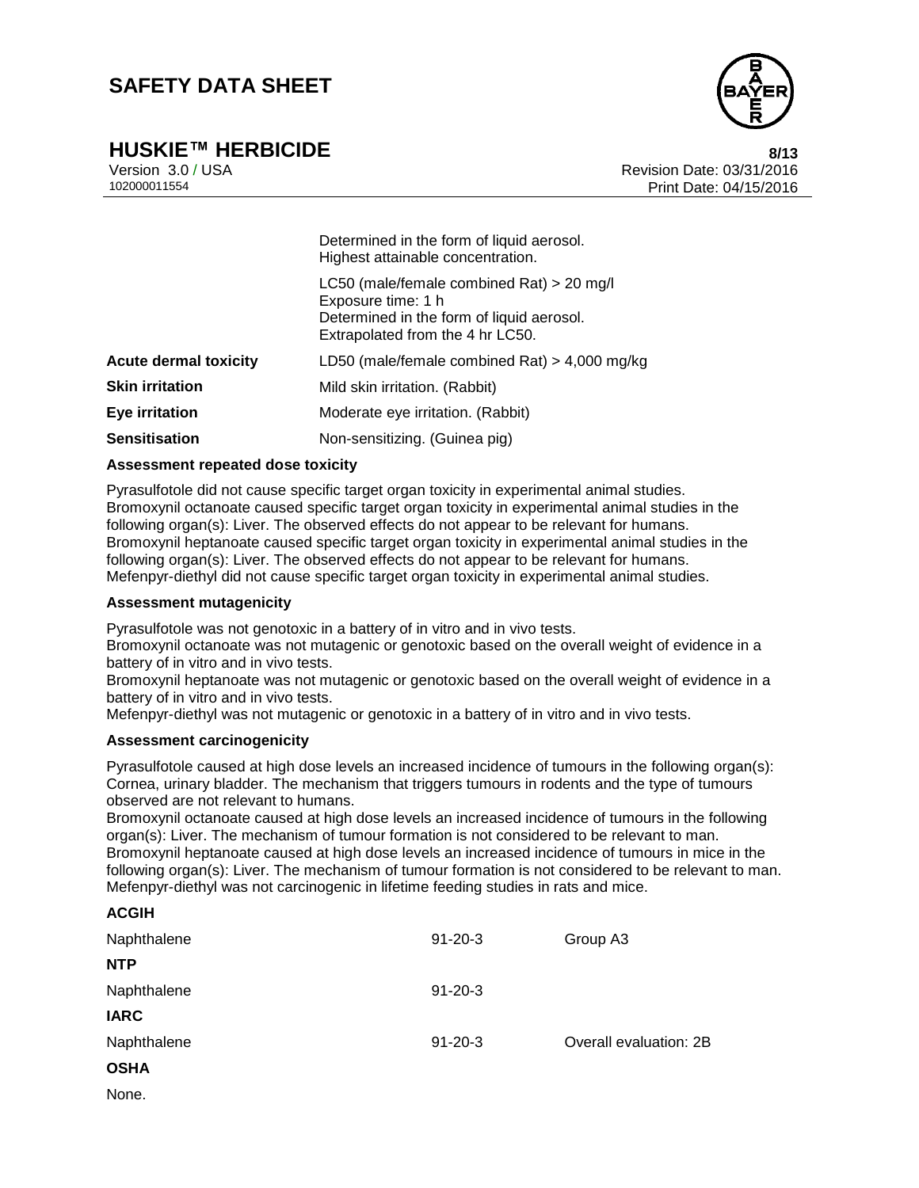| | |
|---|---|
| | Determined in the form of liquid aerosol.<br>Highest attainable concentration. |
| | LC50 (male/female combined Rat) > 20 mg/l<br>Exposure time: 1 h<br>Determined in the form of liquid aerosol.<br>Extrapolated from the 4 hr LC50. |
| **Acute dermal toxicity** | LD50 (male/female combined Rat) > 4,000 mg/kg |
| **Skin irritation** | Mild skin irritation. (Rabbit) |
| **Eye irritation** | Moderate eye irritation. (Rabbit) |
| **Sensitisation** | Non-sensitizing. (Guinea pig) |

**Assessment repeated dose toxicity**

Pyrasulfotole did not cause specific target organ toxicity in experimental animal studies.
Bromoxynil octanoate caused specific target organ toxicity in experimental animal studies in the following organ(s): Liver. The observed effects do not appear to be relevant for humans.
Bromoxynil heptanoate caused specific target organ toxicity in experimental animal studies in the following organ(s): Liver. The observed effects do not appear to be relevant for humans.
Mefenpyr-diethyl did not cause specific target organ toxicity in experimental animal studies.

**Assessment mutagenicity**

Pyrasulfotole was not genotoxic in a battery of in vitro and in vivo tests.
Bromoxynil octanoate was not mutagenic or genotoxic based on the overall weight of evidence in a battery of in vitro and in vivo tests.
Bromoxynil heptanoate was not mutagenic or genotoxic based on the overall weight of evidence in a battery of in vitro and in vivo tests.
Mefenpyr-diethyl was not mutagenic or genotoxic in a battery of in vitro and in vivo tests.

**Assessment carcinogenicity**

Pyrasulfotole caused at high dose levels an increased incidence of tumours in the following organ(s): Cornea, urinary bladder. The mechanism that triggers tumours in rodents and the type of tumours observed are not relevant to humans.
Bromoxynil octanoate caused at high dose levels an increased incidence of tumours in the following organ(s): Liver. The mechanism of tumour formation is not considered to be relevant to man.
Bromoxynil heptanoate caused at high dose levels an increased incidence of tumours in mice in the following organ(s): Liver. The mechanism of tumour formation is not considered to be relevant to man.
Mefenpyr-diethyl was not carcinogenic in lifetime feeding studies in rats and mice.

**ACGIH**

| | | |
|---|---|---|
| Naphthalene | 91-20-3 | Group A3 |

**NTP**

| | | |
|---|---|---|
| Naphthalene | 91-20-3 | |

**IARC**

| | | |
|---|---|---|
| Naphthalene | 91-20-3 | Overall evaluation: 2B |

**OSHA**

None.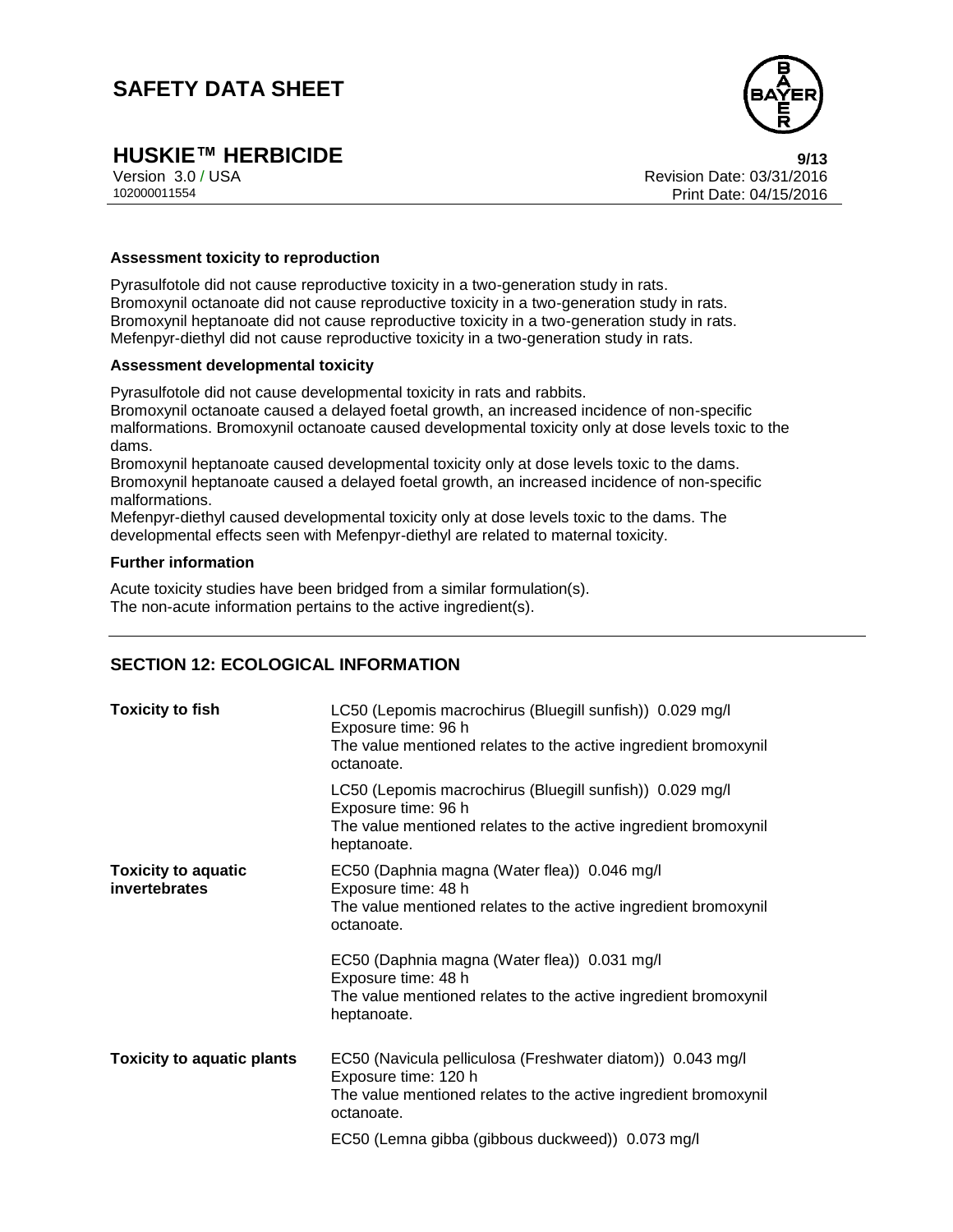**Assessment toxicity to reproduction**

Pyrasulfotole did not cause reproductive toxicity in a two-generation study in rats.
Bromoxynil octanoate did not cause reproductive toxicity in a two-generation study in rats.
Bromoxynil heptanoate did not cause reproductive toxicity in a two-generation study in rats.
Mefenpyr-diethyl did not cause reproductive toxicity in a two-generation study in rats.

**Assessment developmental toxicity**

Pyrasulfotole did not cause developmental toxicity in rats and rabbits.
Bromoxynil octanoate caused a delayed foetal growth, an increased incidence of non-specific malformations. Bromoxynil octanoate caused developmental toxicity only at dose levels toxic to the dams.
Bromoxynil heptanoate caused developmental toxicity only at dose levels toxic to the dams.
Bromoxynil heptanoate caused a delayed foetal growth, an increased incidence of non-specific malformations.
Mefenpyr-diethyl caused developmental toxicity only at dose levels toxic to the dams. The developmental effects seen with Mefenpyr-diethyl are related to maternal toxicity.

**Further information**

Acute toxicity studies have been bridged from a similar formulation(s).
The non-acute information pertains to the active ingredient(s).

## SECTION 12: ECOLOGICAL INFORMATION

| | |
|---|---|
| **Toxicity to fish** | LC50 (Lepomis macrochirus (Bluegill sunfish)) 0.029 mg/l<br>Exposure time: 96 h<br>The value mentioned relates to the active ingredient bromoxynil octanoate. |
| | LC50 (Lepomis macrochirus (Bluegill sunfish)) 0.029 mg/l<br>Exposure time: 96 h<br>The value mentioned relates to the active ingredient bromoxynil heptanoate. |
| **Toxicity to aquatic invertebrates** | EC50 (Daphnia magna (Water flea)) 0.046 mg/l<br>Exposure time: 48 h<br>The value mentioned relates to the active ingredient bromoxynil octanoate. |
| | EC50 (Daphnia magna (Water flea)) 0.031 mg/l<br>Exposure time: 48 h<br>The value mentioned relates to the active ingredient bromoxynil heptanoate. |
| **Toxicity to aquatic plants** | EC50 (Navicula pelliculosa (Freshwater diatom)) 0.043 mg/l<br>Exposure time: 120 h<br>The value mentioned relates to the active ingredient bromoxynil octanoate. |
| | EC50 (Lemna gibba (gibbous duckweed)) 0.073 mg/l |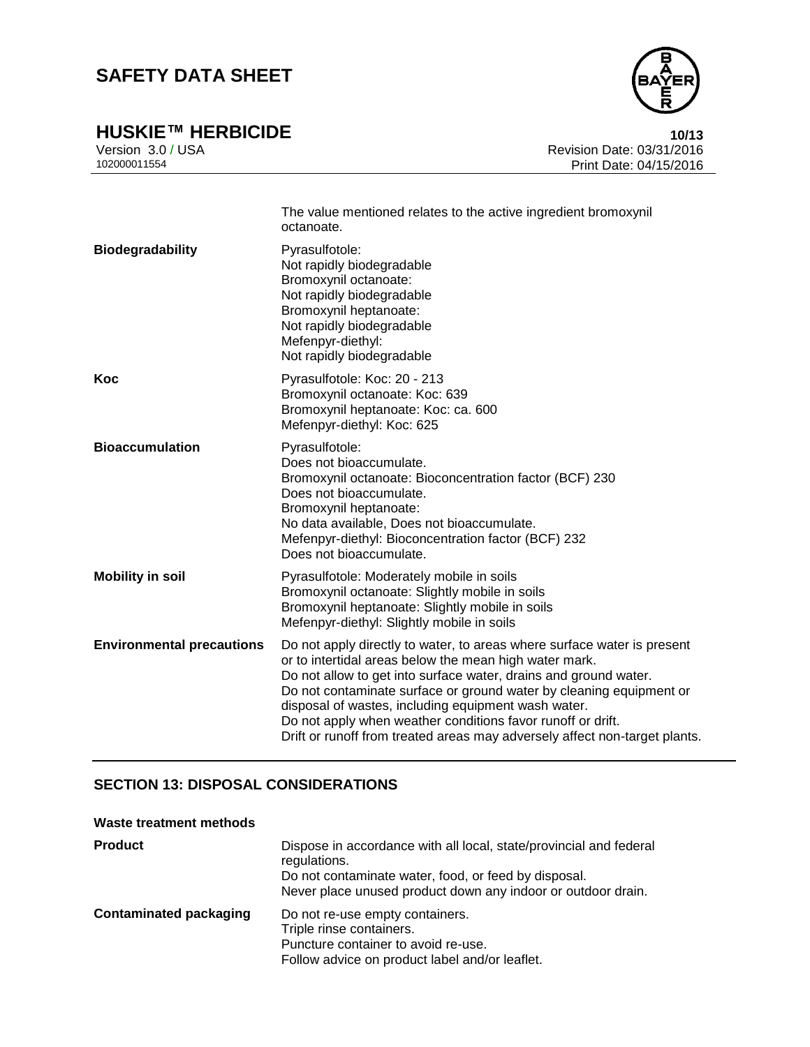| | |
|---|---|
| | The value mentioned relates to the active ingredient bromoxynil octanoate. |
| **Biodegradability** | Pyrasulfotole:<br>Not rapidly biodegradable<br>Bromoxynil octanoate:<br>Not rapidly biodegradable<br>Bromoxynil heptanoate:<br>Not rapidly biodegradable<br>Mefenpyr-diethyl:<br>Not rapidly biodegradable |
| **Koc** | Pyrasulfotole: Koc: 20 - 213<br>Bromoxynil octanoate: Koc: 639<br>Bromoxynil heptanoate: Koc: ca. 600<br>Mefenpyr-diethyl: Koc: 625 |
| **Bioaccumulation** | Pyrasulfotole:<br>Does not bioaccumulate.<br>Bromoxynil octanoate: Bioconcentration factor (BCF) 230<br>Does not bioaccumulate.<br>Bromoxynil heptanoate:<br>No data available, Does not bioaccumulate.<br>Mefenpyr-diethyl: Bioconcentration factor (BCF) 232<br>Does not bioaccumulate. |
| **Mobility in soil** | Pyrasulfotole: Moderately mobile in soils<br>Bromoxynil octanoate: Slightly mobile in soils<br>Bromoxynil heptanoate: Slightly mobile in soils<br>Mefenpyr-diethyl: Slightly mobile in soils |
| **Environmental precautions** | Do not apply directly to water, to areas where surface water is present or to intertidal areas below the mean high water mark.<br>Do not allow to get into surface water, drains and ground water.<br>Do not contaminate surface or ground water by cleaning equipment or disposal of wastes, including equipment wash water.<br>Do not apply when weather conditions favor runoff or drift.<br>Drift or runoff from treated areas may adversely affect non-target plants. |

## SECTION 13: DISPOSAL CONSIDERATIONS

**Waste treatment methods**

| | |
|---|---|
| **Product** | Dispose in accordance with all local, state/provincial and federal regulations.<br>Do not contaminate water, food, or feed by disposal.<br>Never place unused product down any indoor or outdoor drain. |
| **Contaminated packaging** | Do not re-use empty containers.<br>Triple rinse containers.<br>Puncture container to avoid re-use.<br>Follow advice on product label and/or leaflet. |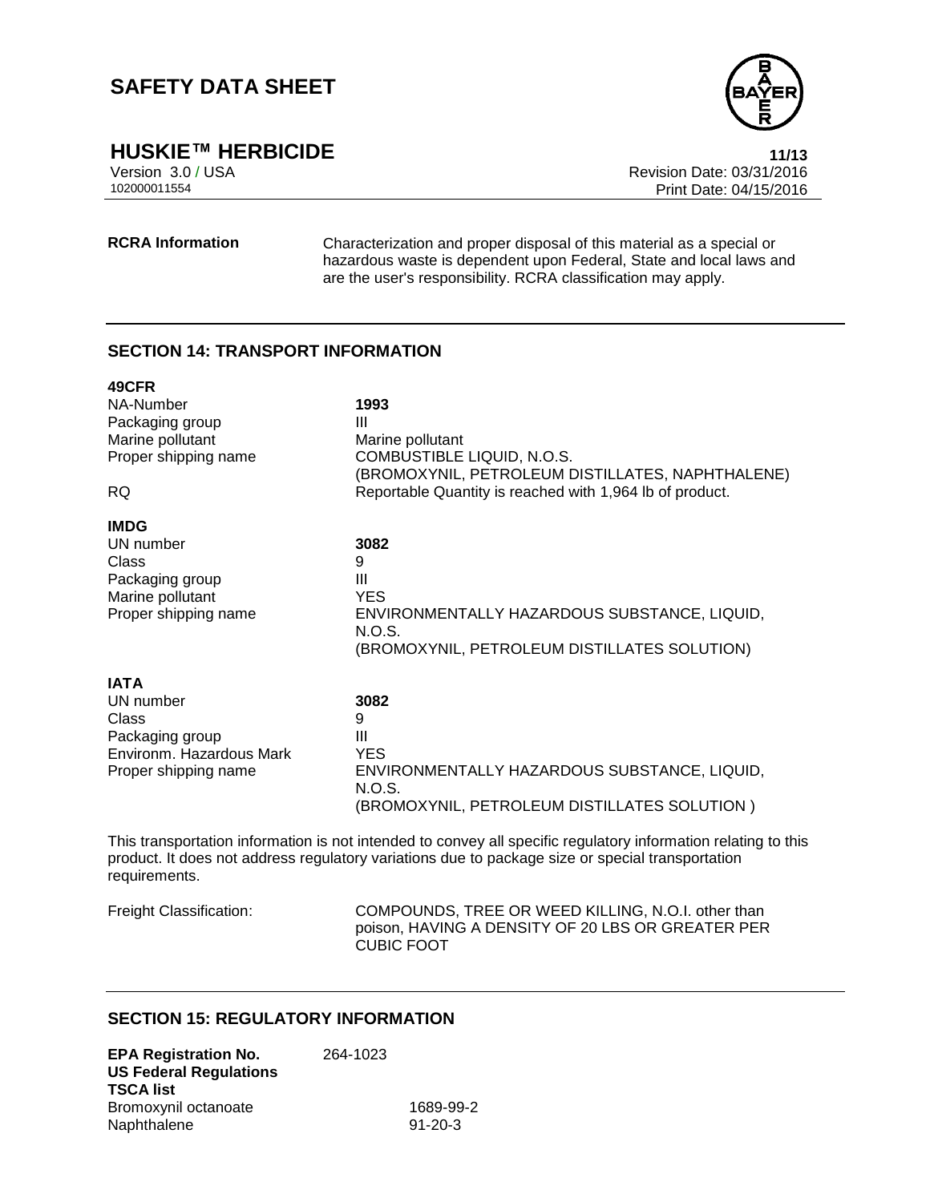**RCRA Information** Characterization and proper disposal of this material as a special or hazardous waste is dependent upon Federal, State and local laws and are the user's responsibility. RCRA classification may apply.

## SECTION 14: TRANSPORT INFORMATION

**49CFR**

| | |
|---|---|
| NA-Number | **1993** |
| Packaging group | III |
| Marine pollutant | Marine pollutant |
| Proper shipping name | COMBUSTIBLE LIQUID, N.O.S. (BROMOXYNIL, PETROLEUM DISTILLATES, NAPHTHALENE) |
| RQ | Reportable Quantity is reached with 1,964 lb of product. |

**IMDG**

| | |
|---|---|
| UN number | **3082** |
| Class | 9 |
| Packaging group | III |
| Marine pollutant | YES |
| Proper shipping name | ENVIRONMENTALLY HAZARDOUS SUBSTANCE, LIQUID, N.O.S. (BROMOXYNIL, PETROLEUM DISTILLATES SOLUTION) |

**IATA**

| | |
|---|---|
| UN number | **3082** |
| Class | 9 |
| Packaging group | III |
| Environm. Hazardous Mark | YES |
| Proper shipping name | ENVIRONMENTALLY HAZARDOUS SUBSTANCE, LIQUID, N.O.S. (BROMOXYNIL, PETROLEUM DISTILLATES SOLUTION ) |

This transportation information is not intended to convey all specific regulatory information relating to this product. It does not address regulatory variations due to package size or special transportation requirements.

Freight Classification: COMPOUNDS, TREE OR WEED KILLING, N.O.I. other than poison, HAVING A DENSITY OF 20 LBS OR GREATER PER CUBIC FOOT

## SECTION 15: REGULATORY INFORMATION

**EPA Registration No.** 264-1023

**US Federal Regulations**

**TSCA list**

| | |
|---|---|
| Bromoxynil octanoate | 1689-99-2 |
| Naphthalene | 91-20-3 |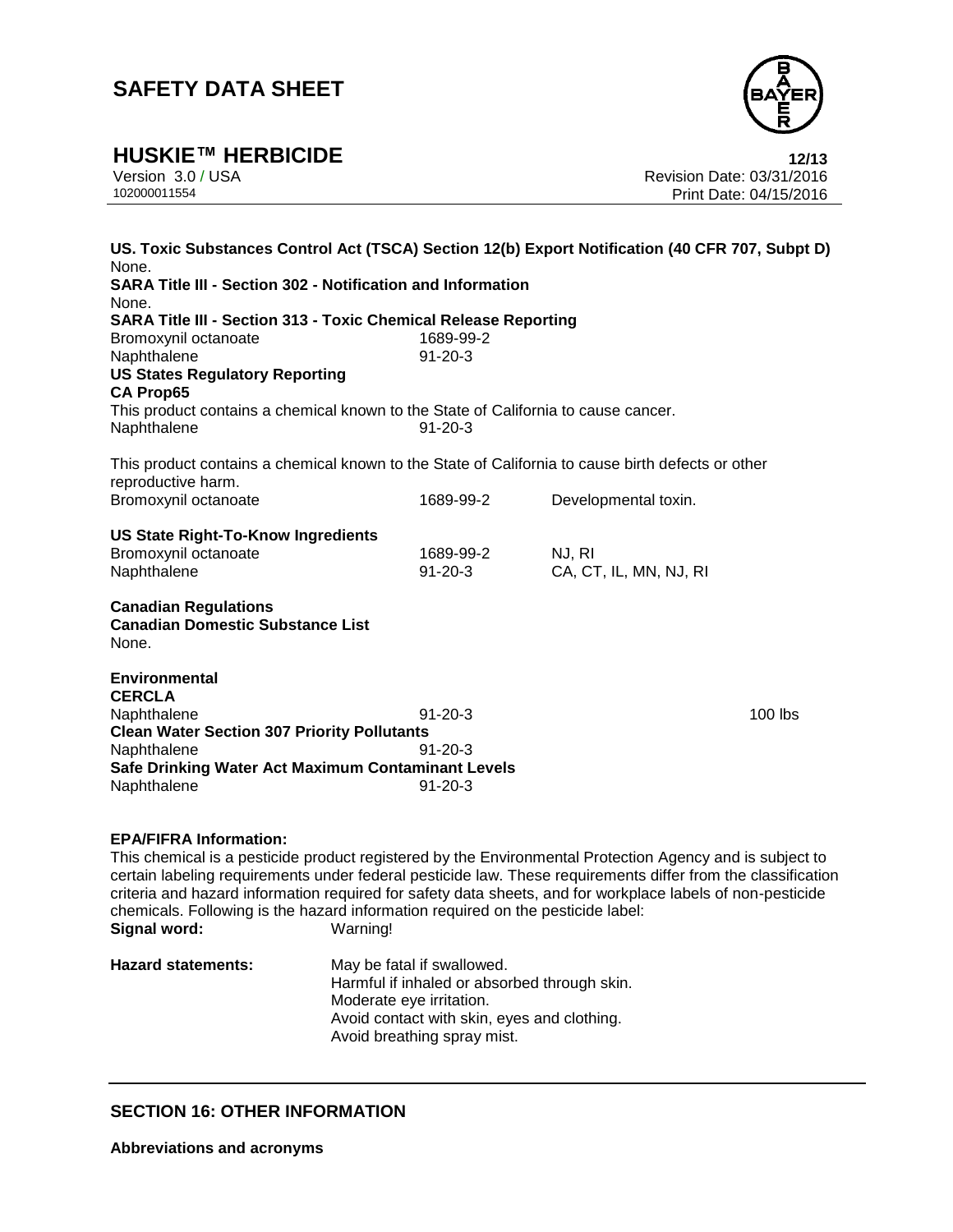**US. Toxic Substances Control Act (TSCA) Section 12(b) Export Notification (40 CFR 707, Subpt D)**

None.

**SARA Title III - Section 302 - Notification and Information**

None.

**SARA Title III - Section 313 - Toxic Chemical Release Reporting**

| | |
|---|---|
| Bromoxynil octanoate | 1689-99-2 |
| Naphthalene | 91-20-3 |

**US States Regulatory Reporting**

**CA Prop65**

This product contains a chemical known to the State of California to cause cancer.

| | |
|---|---|
| Naphthalene | 91-20-3 |

This product contains a chemical known to the State of California to cause birth defects or other reproductive harm.

| | | |
|---|---|---|
| Bromoxynil octanoate | 1689-99-2 | Developmental toxin. |

**US State Right-To-Know Ingredients**

| | | |
|---|---|---|
| Bromoxynil octanoate | 1689-99-2 | NJ, RI |
| Naphthalene | 91-20-3 | CA, CT, IL, MN, NJ, RI |

**Canadian Regulations**

**Canadian Domestic Substance List**

None.

**Environmental**

**CERCLA**

| | | |
|---|---|---|
| Naphthalene | 91-20-3 | 100 lbs |

**Clean Water Section 307 Priority Pollutants**

| | |
|---|---|
| Naphthalene | 91-20-3 |

**Safe Drinking Water Act Maximum Contaminant Levels**

| | |
|---|---|
| Naphthalene | 91-20-3 |

**EPA/FIFRA Information:**

This chemical is a pesticide product registered by the Environmental Protection Agency and is subject to certain labeling requirements under federal pesticide law. These requirements differ from the classification criteria and hazard information required for safety data sheets, and for workplace labels of non-pesticide chemicals. Following is the hazard information required on the pesticide label:

**Signal word:** Warning!

**Hazard statements:**
May be fatal if swallowed.
Harmful if inhaled or absorbed through skin.
Moderate eye irritation.
Avoid contact with skin, eyes and clothing.
Avoid breathing spray mist.

## SECTION 16: OTHER INFORMATION

**Abbreviations and acronyms**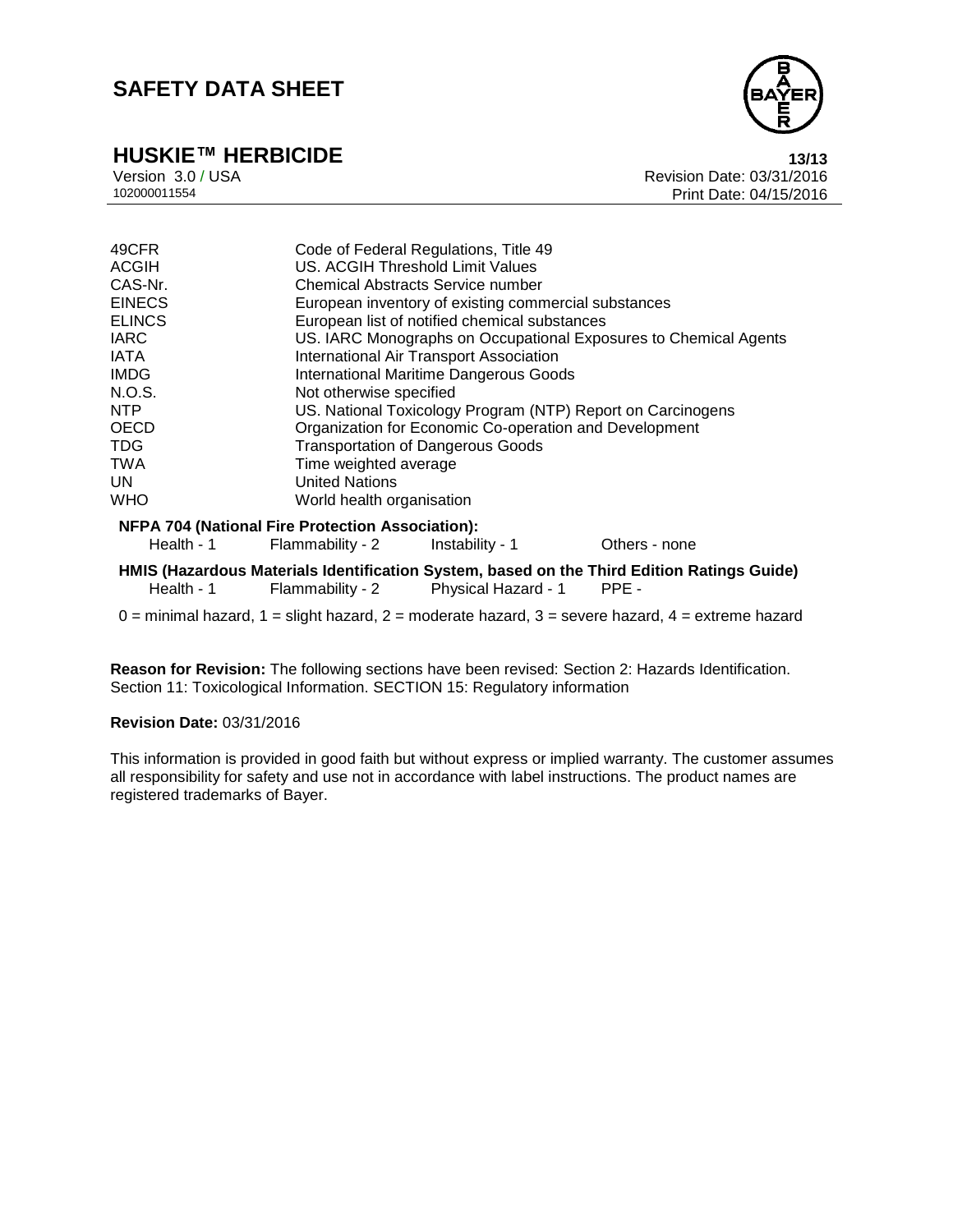| | |
|---|---|
| 49CFR | Code of Federal Regulations, Title 49 |
| ACGIH | US. ACGIH Threshold Limit Values |
| CAS-Nr. | Chemical Abstracts Service number |
| EINECS | European inventory of existing commercial substances |
| ELINCS | European list of notified chemical substances |
| IARC | US. IARC Monographs on Occupational Exposures to Chemical Agents |
| IATA | International Air Transport Association |
| IMDG | International Maritime Dangerous Goods |
| N.O.S. | Not otherwise specified |
| NTP | US. National Toxicology Program (NTP) Report on Carcinogens |
| OECD | Organization for Economic Co-operation and Development |
| TDG | Transportation of Dangerous Goods |
| TWA | Time weighted average |
| UN | United Nations |
| WHO | World health organisation |

**NFPA 704 (National Fire Protection Association):**

| | | | |
|---|---|---|---|
| Health - 1 | Flammability - 2 | Instability - 1 | Others - none |

**HMIS (Hazardous Materials Identification System, based on the Third Edition Ratings Guide)**

| | | | |
|---|---|---|---|
| Health - 1 | Flammability - 2 | Physical Hazard - 1 | PPE - |

0 = minimal hazard, 1 = slight hazard, 2 = moderate hazard, 3 = severe hazard, 4 = extreme hazard

**Reason for Revision:** The following sections have been revised: Section 2: Hazards Identification. Section 11: Toxicological Information. SECTION 15: Regulatory information

**Revision Date:** 03/31/2016

This information is provided in good faith but without express or implied warranty. The customer assumes all responsibility for safety and use not in accordance with label instructions. The product names are registered trademarks of Bayer.